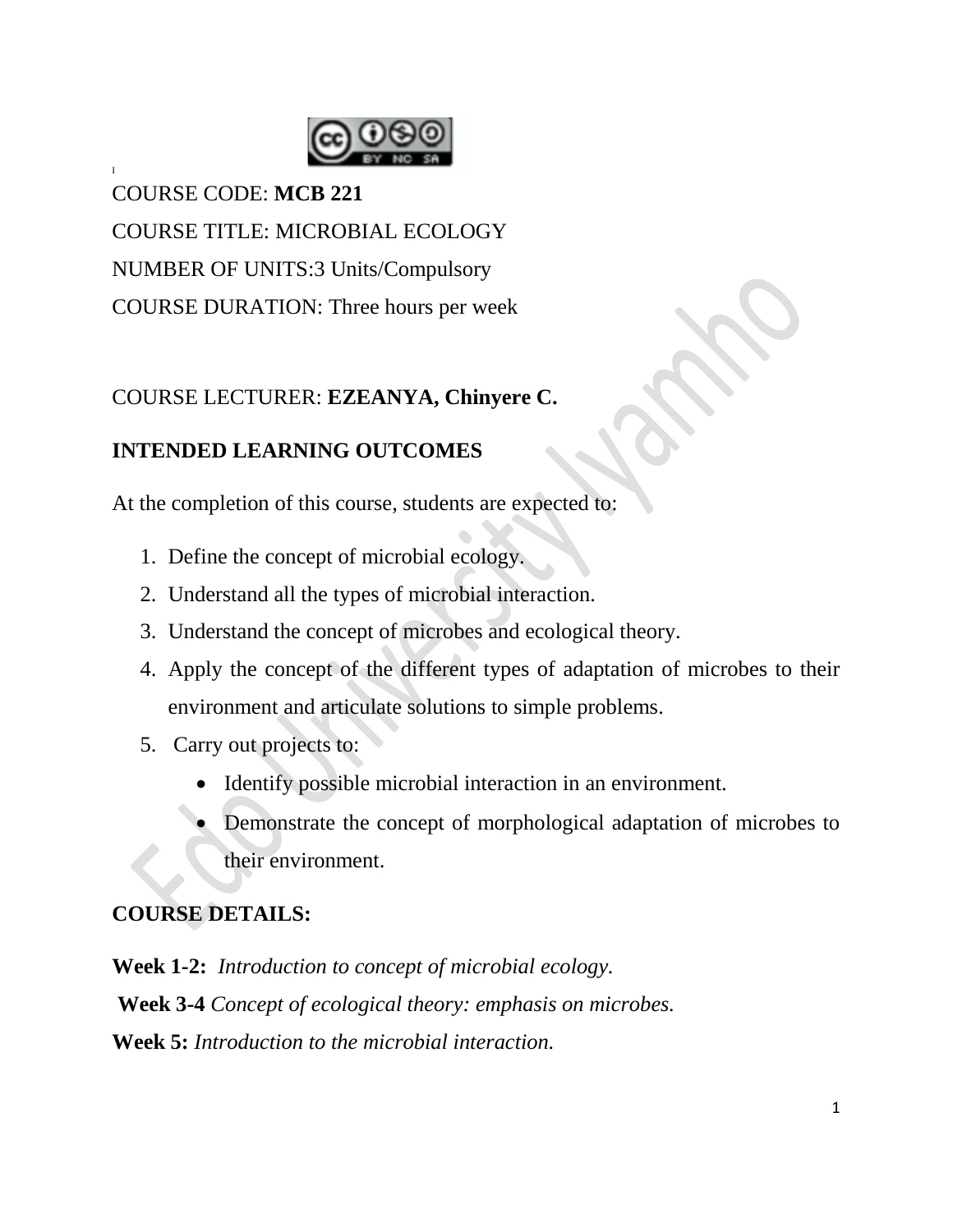COURSE CODE: **MCB 221**

COURSE TITLE: MICROBIAL ECOLOGY

NUMBER OF UNITS:3 Units/Compulsory

COURSE DURATION: Three hours per week

COURSE LECTURER: **EZEANYA, Chinyere C.**

**INTENDED LEARNING OUTCOMES**

At the completion of this course, students are expected to:

1. Define the concept of microbial ecology.
2. Understand all the types of microbial interaction.
3. Understand the concept of microbes and ecological theory.
4. Apply the concept of the different types of adaptation of microbes to their environment and articulate solutions to simple problems.
5. Carry out projects to:
   - Identify possible microbial interaction in an environment.
   - Demonstrate the concept of morphological adaptation of microbes to their environment.

**COURSE DETAILS:**

**Week 1-2:** *Introduction to concept of microbial ecology.*

**Week 3-4** *Concept of ecological theory: emphasis on microbes.*

**Week 5:** *Introduction to the microbial interaction.*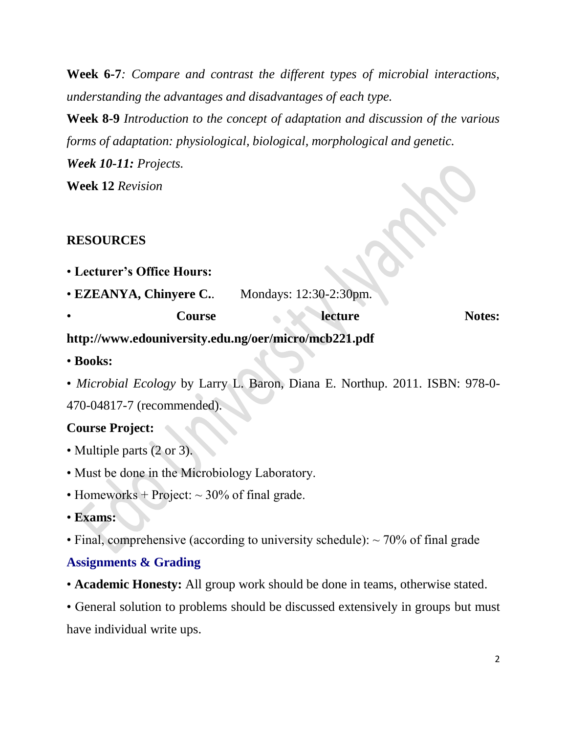**Week 6-7**: *Compare and contrast the different types of microbial interactions, understanding the advantages and disadvantages of each type.*

**Week 8-9** *Introduction to the concept of adaptation and discussion of the various forms of adaptation: physiological, biological, morphological and genetic.*

***Week 10-11:*** *Projects.*

**Week 12** *Revision*

## RESOURCES

- **Lecturer's Office Hours:**
- **EZEANYA, Chinyere C.**. Mondays: 12:30-2:30pm.
- **Course lecture Notes: http://www.edouniversity.edu.ng/oer/micro/mcb221.pdf**
- **Books:**
- *Microbial Ecology* by Larry L. Baron, Diana E. Northup. 2011. ISBN: 978-0-470-04817-7 (recommended).

**Course Project:**

- Multiple parts (2 or 3).
- Must be done in the Microbiology Laboratory.
- Homeworks + Project: ~ 30% of final grade.
- **Exams:**
- Final, comprehensive (according to university schedule): ~ 70% of final grade

## Assignments & Grading

- **Academic Honesty:** All group work should be done in teams, otherwise stated.
- General solution to problems should be discussed extensively in groups but must have individual write ups.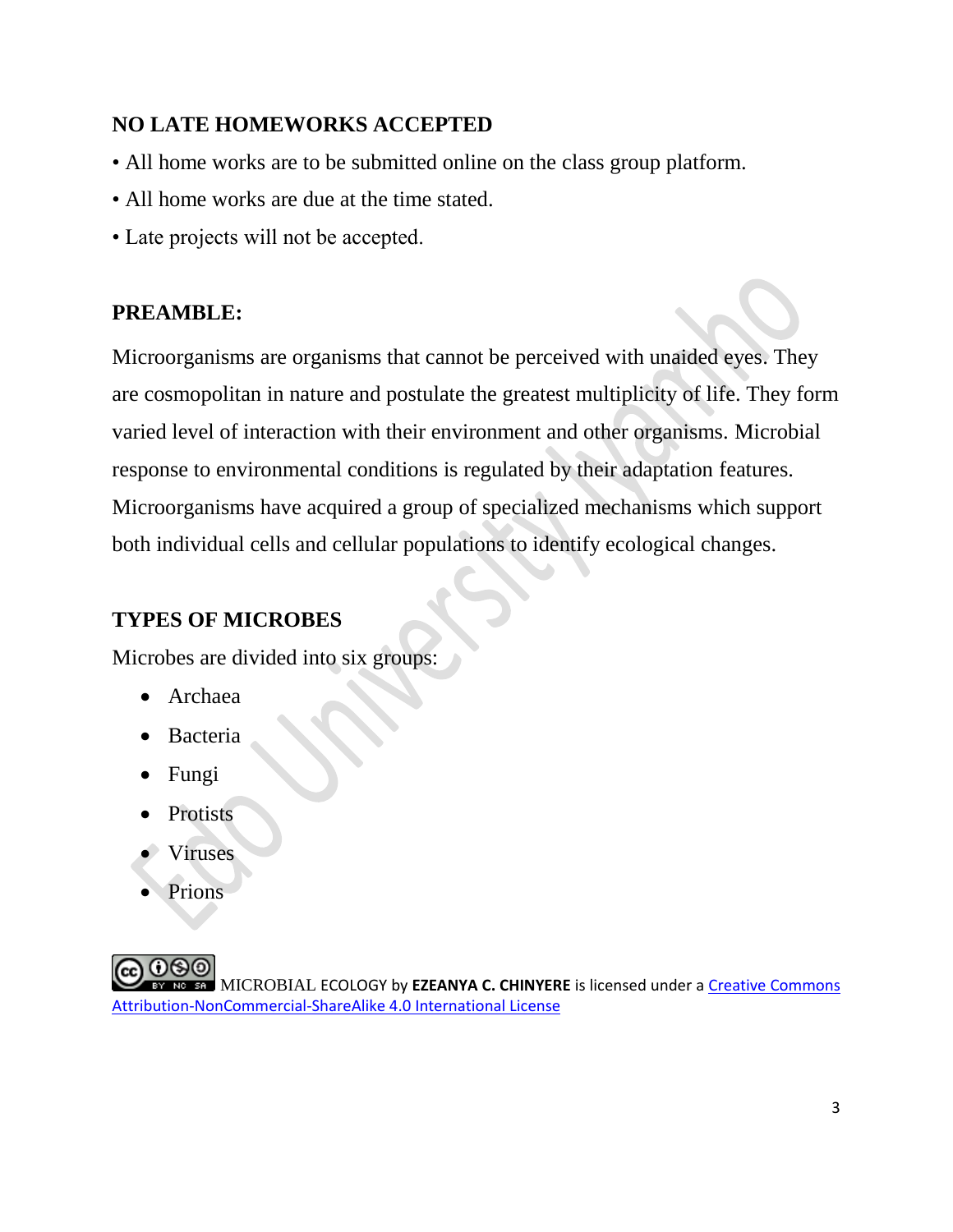## NO LATE HOMEWORKS ACCEPTED

• All home works are to be submitted online on the class group platform.

• All home works are due at the time stated.

• Late projects will not be accepted.

## PREAMBLE:

Microorganisms are organisms that cannot be perceived with unaided eyes. They are cosmopolitan in nature and postulate the greatest multiplicity of life. They form varied level of interaction with their environment and other organisms. Microbial response to environmental conditions is regulated by their adaptation features. Microorganisms have acquired a group of specialized mechanisms which support both individual cells and cellular populations to identify ecological changes.

## TYPES OF MICROBES

Microbes are divided into six groups:

- Archaea
- Bacteria
- Fungi
- Protists
- Viruses
- Prions

MICROBIAL ECOLOGY by **EZEANYA C. CHINYERE** is licensed under a Creative Commons Attribution-NonCommercial-ShareAlike 4.0 International License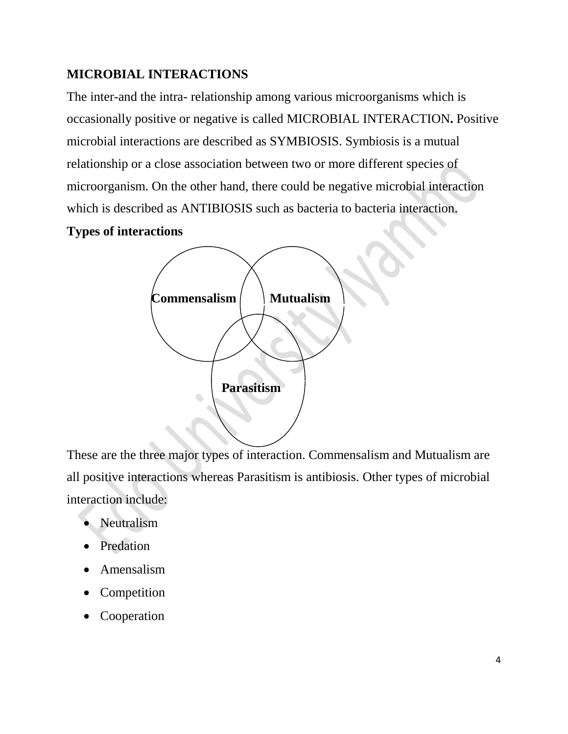## MICROBIAL INTERACTIONS

The inter-and the intra- relationship among various microorganisms which is occasionally positive or negative is called MICROBIAL INTERACTION**.** Positive microbial interactions are described as SYMBIOSIS. Symbiosis is a mutual relationship or a close association between two or more different species of microorganism. On the other hand, there could be negative microbial interaction which is described as ANTIBIOSIS such as bacteria to bacteria interaction.

**Types of interactions**

**Commensalism** **Mutualism**

**Parasitism**

These are the three major types of interaction. Commensalism and Mutualism are all positive interactions whereas Parasitism is antibiosis. Other types of microbial interaction include:

- Neutralism
- Predation
- Amensalism
- Competition
- Cooperation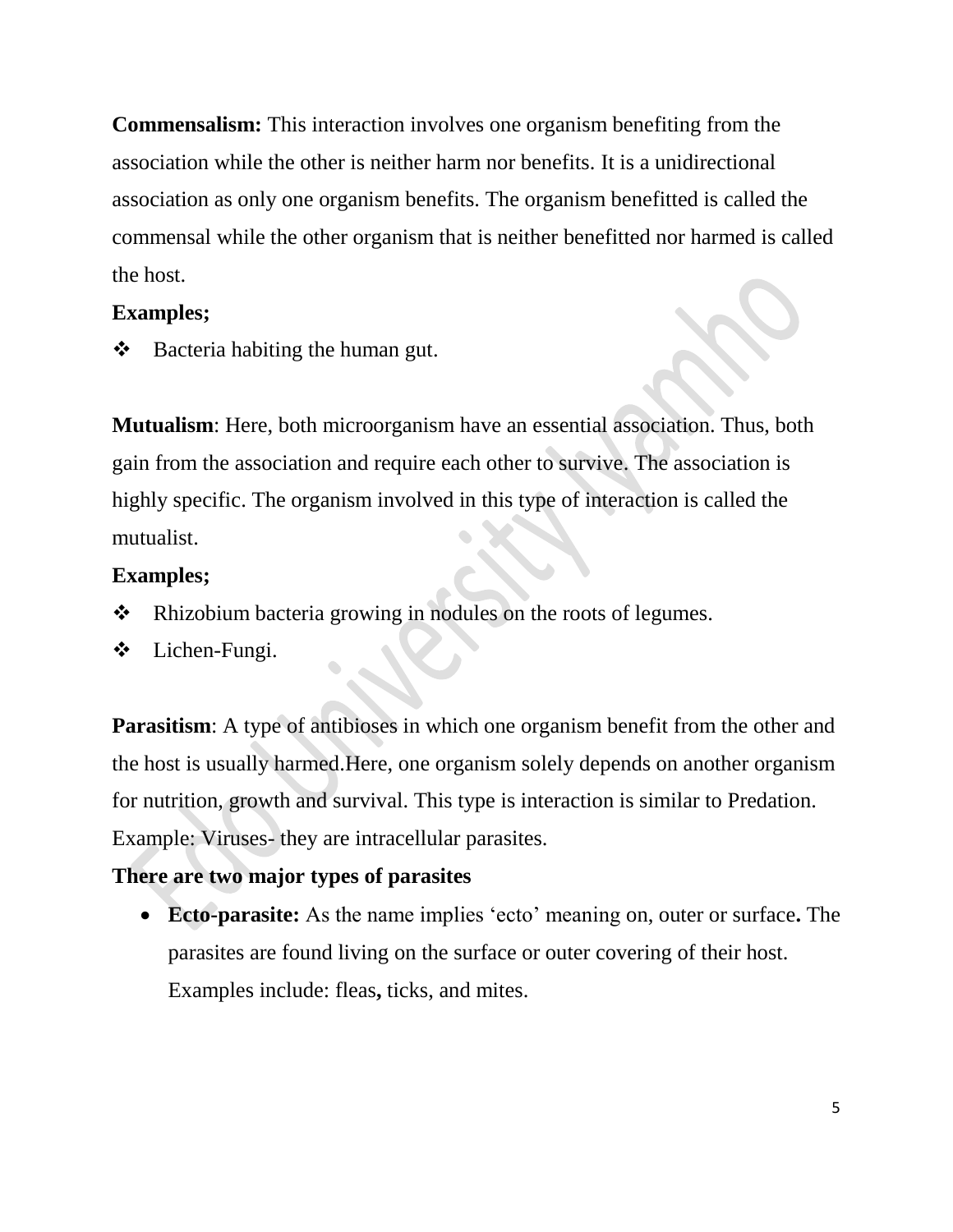**Commensalism:** This interaction involves one organism benefiting from the association while the other is neither harm nor benefits. It is a unidirectional association as only one organism benefits. The organism benefitted is called the commensal while the other organism that is neither benefitted nor harmed is called the host.

**Examples;**

- Bacteria habiting the human gut.

**Mutualism**: Here, both microorganism have an essential association. Thus, both gain from the association and require each other to survive. The association is highly specific. The organism involved in this type of interaction is called the mutualist.

**Examples;**

- Rhizobium bacteria growing in nodules on the roots of legumes.
- Lichen-Fungi.

**Parasitism**: A type of antibioses in which one organism benefit from the other and the host is usually harmed.Here, one organism solely depends on another organism for nutrition, growth and survival. This type is interaction is similar to Predation. Example: Viruses- they are intracellular parasites.

**There are two major types of parasites**

- **Ecto-parasite:** As the name implies 'ecto' meaning on, outer or surface**.** The parasites are found living on the surface or outer covering of their host. Examples include: fleas**,** ticks, and mites.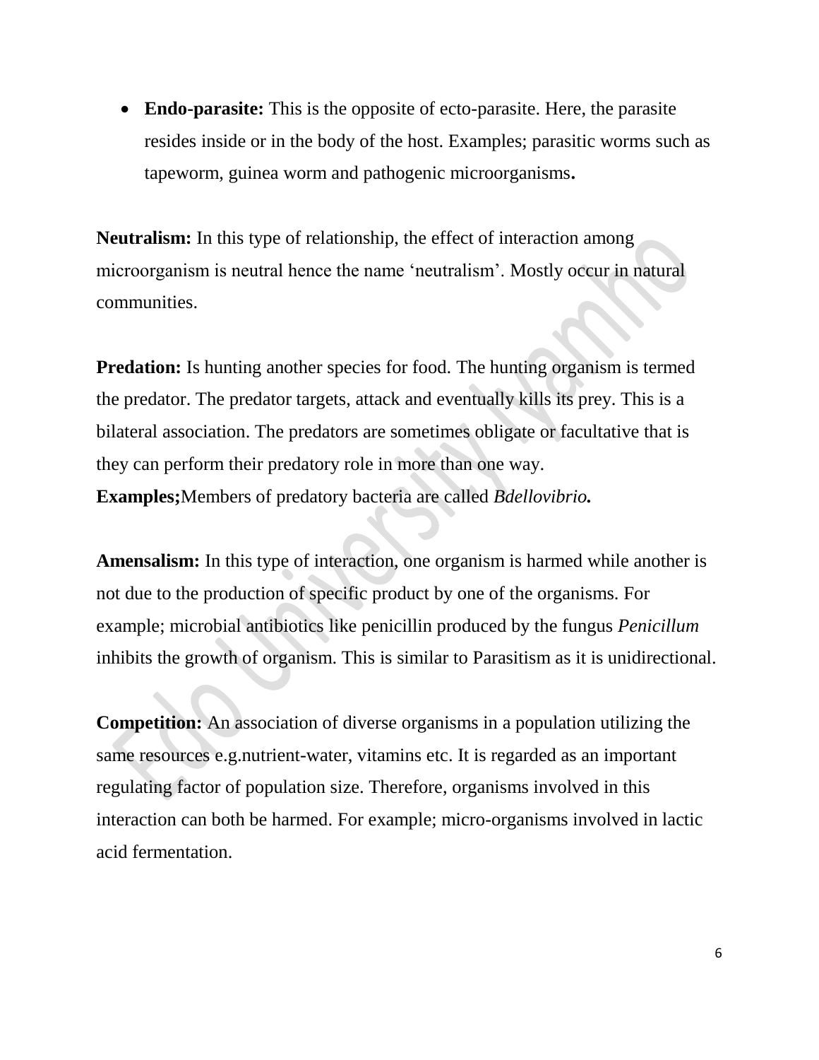- **Endo-parasite:** This is the opposite of ecto-parasite. Here, the parasite resides inside or in the body of the host. Examples; parasitic worms such as tapeworm, guinea worm and pathogenic microorganisms**.**

**Neutralism:** In this type of relationship, the effect of interaction among microorganism is neutral hence the name 'neutralism'. Mostly occur in natural communities.

**Predation:** Is hunting another species for food. The hunting organism is termed the predator. The predator targets, attack and eventually kills its prey. This is a bilateral association. The predators are sometimes obligate or facultative that is they can perform their predatory role in more than one way.
**Examples;**Members of predatory bacteria are called ***Bdellovibrio.***

**Amensalism:** In this type of interaction, one organism is harmed while another is not due to the production of specific product by one of the organisms. For example; microbial antibiotics like penicillin produced by the fungus *Penicillum* inhibits the growth of organism. This is similar to Parasitism as it is unidirectional.

**Competition:** An association of diverse organisms in a population utilizing the same resources e.g.nutrient-water, vitamins etc. It is regarded as an important regulating factor of population size. Therefore, organisms involved in this interaction can both be harmed. For example; micro-organisms involved in lactic acid fermentation.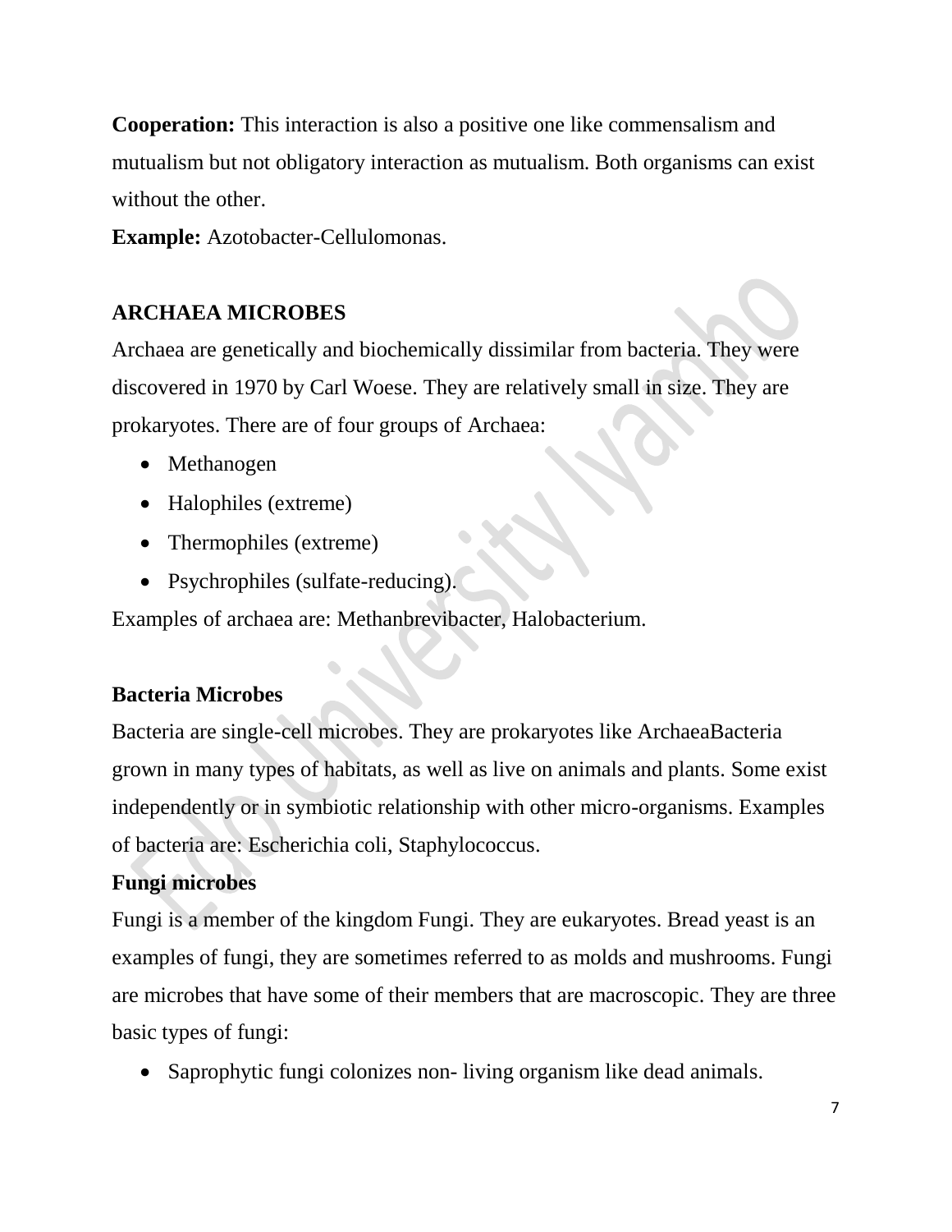**Cooperation:** This interaction is also a positive one like commensalism and mutualism but not obligatory interaction as mutualism. Both organisms can exist without the other.

**Example:** Azotobacter-Cellulomonas.

## ARCHAEA MICROBES

Archaea are genetically and biochemically dissimilar from bacteria. They were discovered in 1970 by Carl Woese. They are relatively small in size. They are prokaryotes. There are of four groups of Archaea:

- Methanogen
- Halophiles (extreme)
- Thermophiles (extreme)
- Psychrophiles (sulfate-reducing).

Examples of archaea are: Methanbrevibacter, Halobacterium.

## Bacteria Microbes

Bacteria are single-cell microbes. They are prokaryotes like ArchaeaBacteria grown in many types of habitats, as well as live on animals and plants. Some exist independently or in symbiotic relationship with other micro-organisms. Examples of bacteria are: Escherichia coli, Staphylococcus.

## Fungi microbes

Fungi is a member of the kingdom Fungi. They are eukaryotes. Bread yeast is an examples of fungi, they are sometimes referred to as molds and mushrooms. Fungi are microbes that have some of their members that are macroscopic. They are three basic types of fungi:

- Saprophytic fungi colonizes non- living organism like dead animals.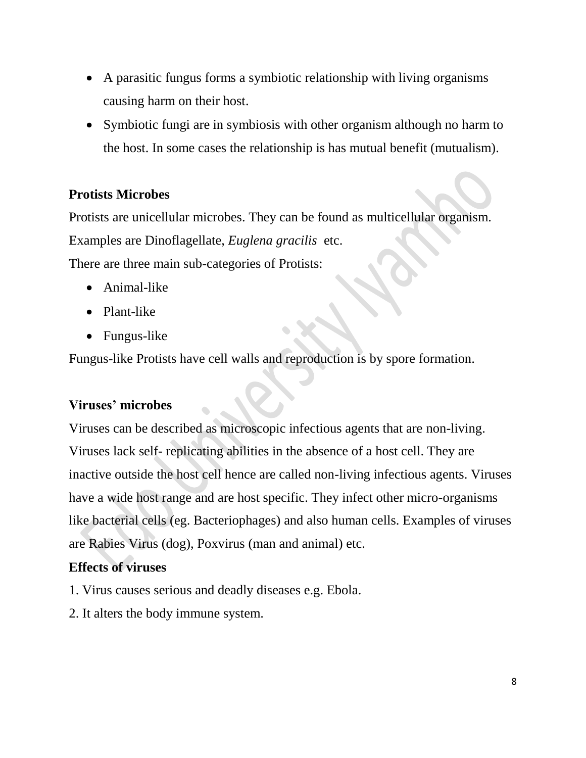- A parasitic fungus forms a symbiotic relationship with living organisms causing harm on their host.
- Symbiotic fungi are in symbiosis with other organism although no harm to the host. In some cases the relationship is has mutual benefit (mutualism).

**Protists Microbes**

Protists are unicellular microbes. They can be found as multicellular organism. Examples are Dinoflagellate, *Euglena gracilis* etc.

There are three main sub-categories of Protists:

- Animal-like
- Plant-like
- Fungus-like

Fungus-like Protists have cell walls and reproduction is by spore formation.

**Viruses' microbes**

Viruses can be described as microscopic infectious agents that are non-living. Viruses lack self- replicating abilities in the absence of a host cell. They are inactive outside the host cell hence are called non-living infectious agents. Viruses have a wide host range and are host specific. They infect other micro-organisms like bacterial cells (eg. Bacteriophages) and also human cells. Examples of viruses are Rabies Virus (dog), Poxvirus (man and animal) etc.

**Effects of viruses**

1. Virus causes serious and deadly diseases e.g. Ebola.
2. It alters the body immune system.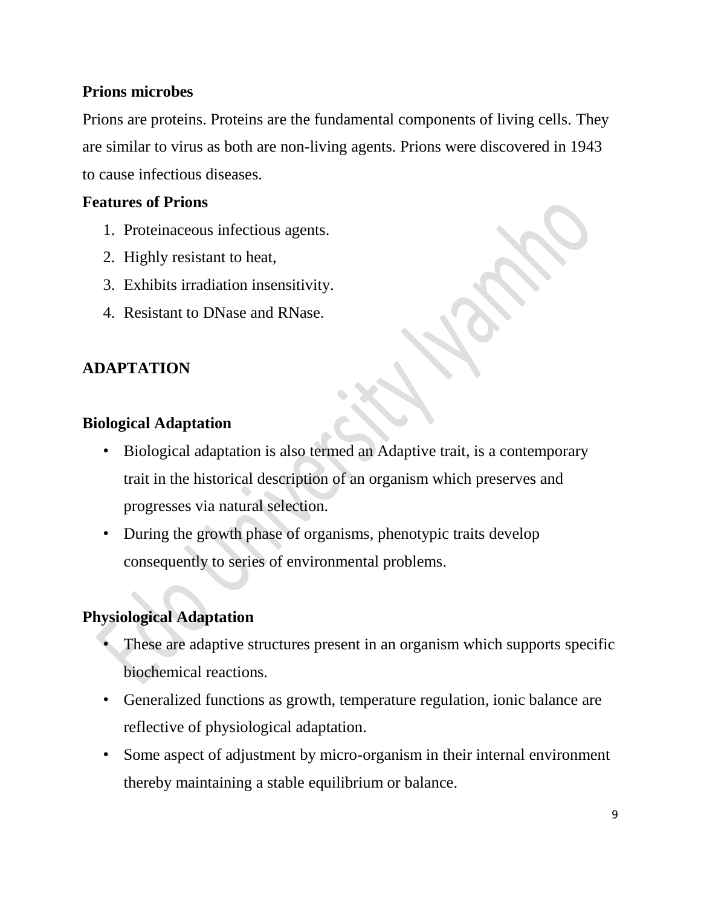**Prions microbes**

Prions are proteins. Proteins are the fundamental components of living cells. They are similar to virus as both are non-living agents. Prions were discovered in 1943 to cause infectious diseases.

**Features of Prions**

1. Proteinaceous infectious agents.
2. Highly resistant to heat,
3. Exhibits irradiation insensitivity.
4. Resistant to DNase and RNase.

## ADAPTATION

### Biological Adaptation

- Biological adaptation is also termed an Adaptive trait, is a contemporary trait in the historical description of an organism which preserves and progresses via natural selection.
- During the growth phase of organisms, phenotypic traits develop consequently to series of environmental problems.

### Physiological Adaptation

- These are adaptive structures present in an organism which supports specific biochemical reactions.
- Generalized functions as growth, temperature regulation, ionic balance are reflective of physiological adaptation.
- Some aspect of adjustment by micro-organism in their internal environment thereby maintaining a stable equilibrium or balance.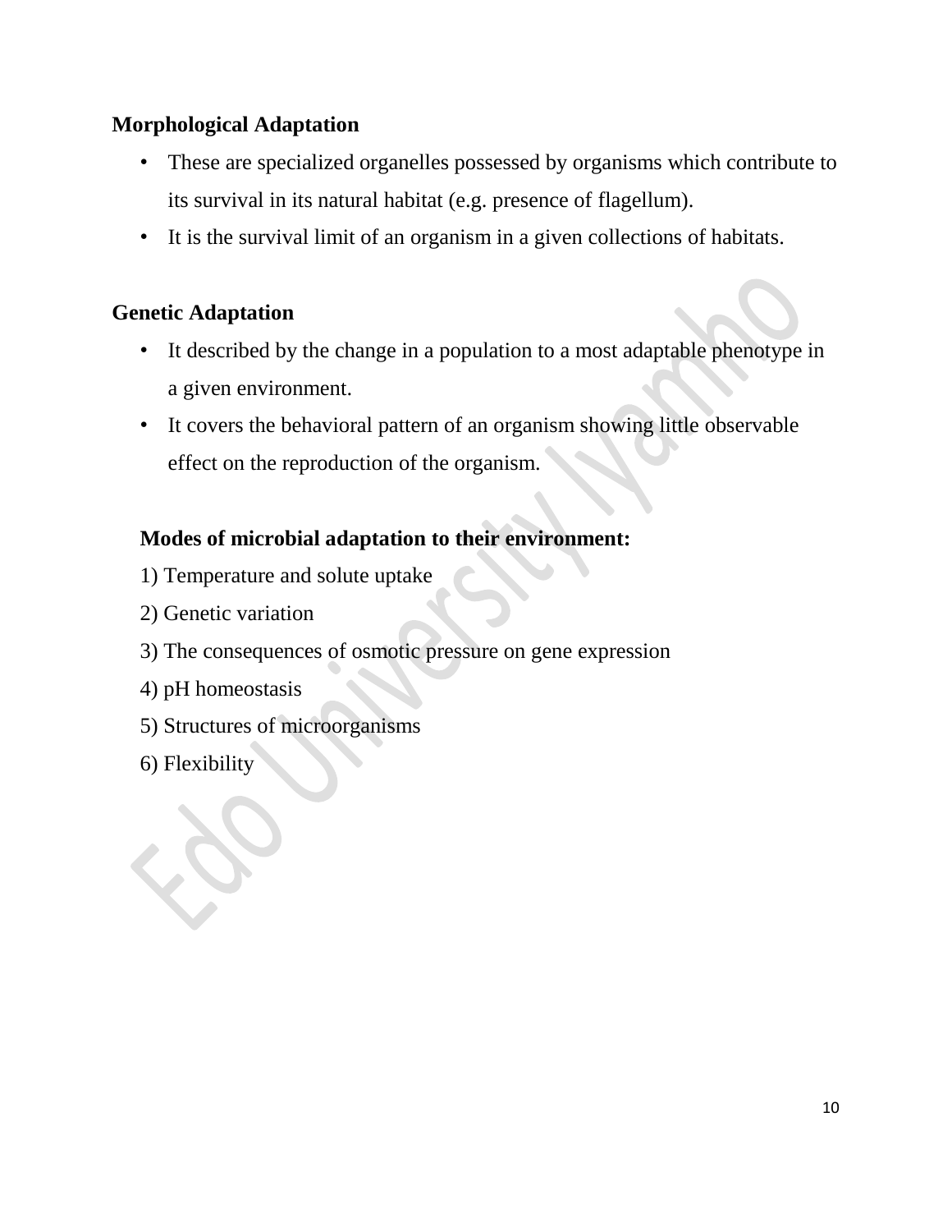**Morphological Adaptation**

- These are specialized organelles possessed by organisms which contribute to its survival in its natural habitat (e.g. presence of flagellum).
- It is the survival limit of an organism in a given collections of habitats.

**Genetic Adaptation**

- It described by the change in a population to a most adaptable phenotype in a given environment.
- It covers the behavioral pattern of an organism showing little observable effect on the reproduction of the organism.

**Modes of microbial adaptation to their environment:**

1) Temperature and solute uptake

2) Genetic variation

3) The consequences of osmotic pressure on gene expression

4) pH homeostasis

5) Structures of microorganisms

6) Flexibility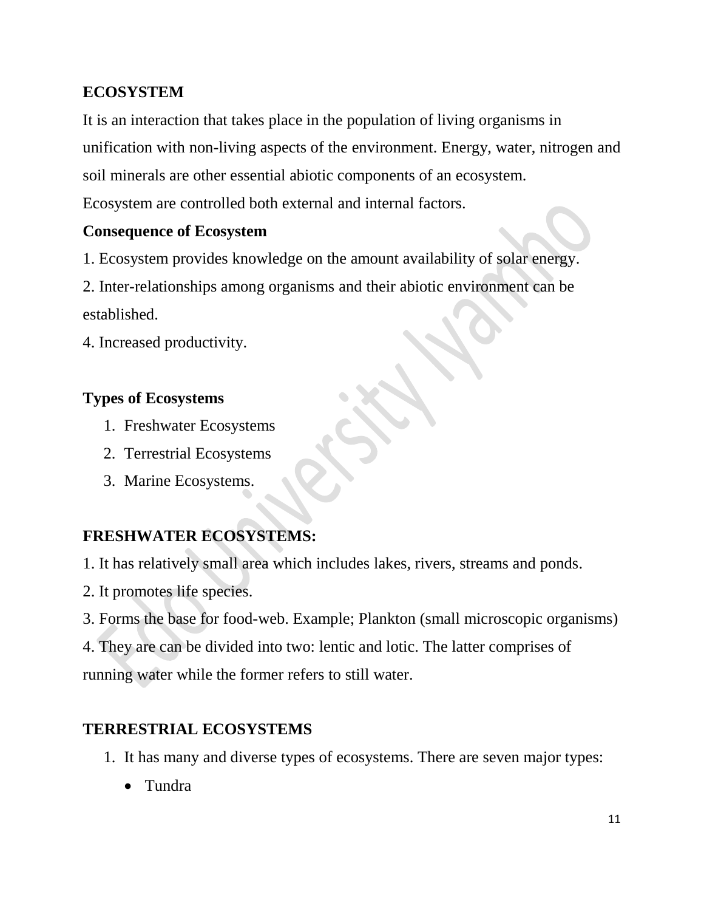## ECOSYSTEM

It is an interaction that takes place in the population of living organisms in unification with non-living aspects of the environment. Energy, water, nitrogen and soil minerals are other essential abiotic components of an ecosystem.

Ecosystem are controlled both external and internal factors.

**Consequence of Ecosystem**

1. Ecosystem provides knowledge on the amount availability of solar energy.

2. Inter-relationships among organisms and their abiotic environment can be established.

4. Increased productivity.

**Types of Ecosystems**

1. Freshwater Ecosystems
2. Terrestrial Ecosystems
3. Marine Ecosystems.

## FRESHWATER ECOSYSTEMS:

1. It has relatively small area which includes lakes, rivers, streams and ponds.

2. It promotes life species.

3. Forms the base for food-web. Example; Plankton (small microscopic organisms)

4. They are can be divided into two: lentic and lotic. The latter comprises of running water while the former refers to still water.

## TERRESTRIAL ECOSYSTEMS

1. It has many and diverse types of ecosystems. There are seven major types:
   - Tundra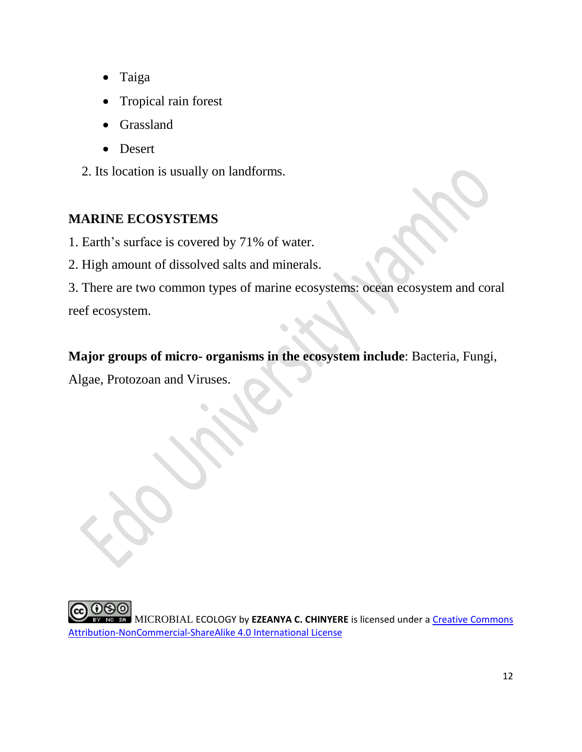- Taiga
- Tropical rain forest
- Grassland
- Desert

2. Its location is usually on landforms.

**MARINE ECOSYSTEMS**

1. Earth's surface is covered by 71% of water.
2. High amount of dissolved salts and minerals.
3. There are two common types of marine ecosystems: ocean ecosystem and coral reef ecosystem.

**Major groups of micro- organisms in the ecosystem include**: Bacteria, Fungi, Algae, Protozoan and Viruses.

MICROBIAL ECOLOGY by **EZEANYA C. CHINYERE** is licensed under a Creative Commons Attribution-NonCommercial-ShareAlike 4.0 International License